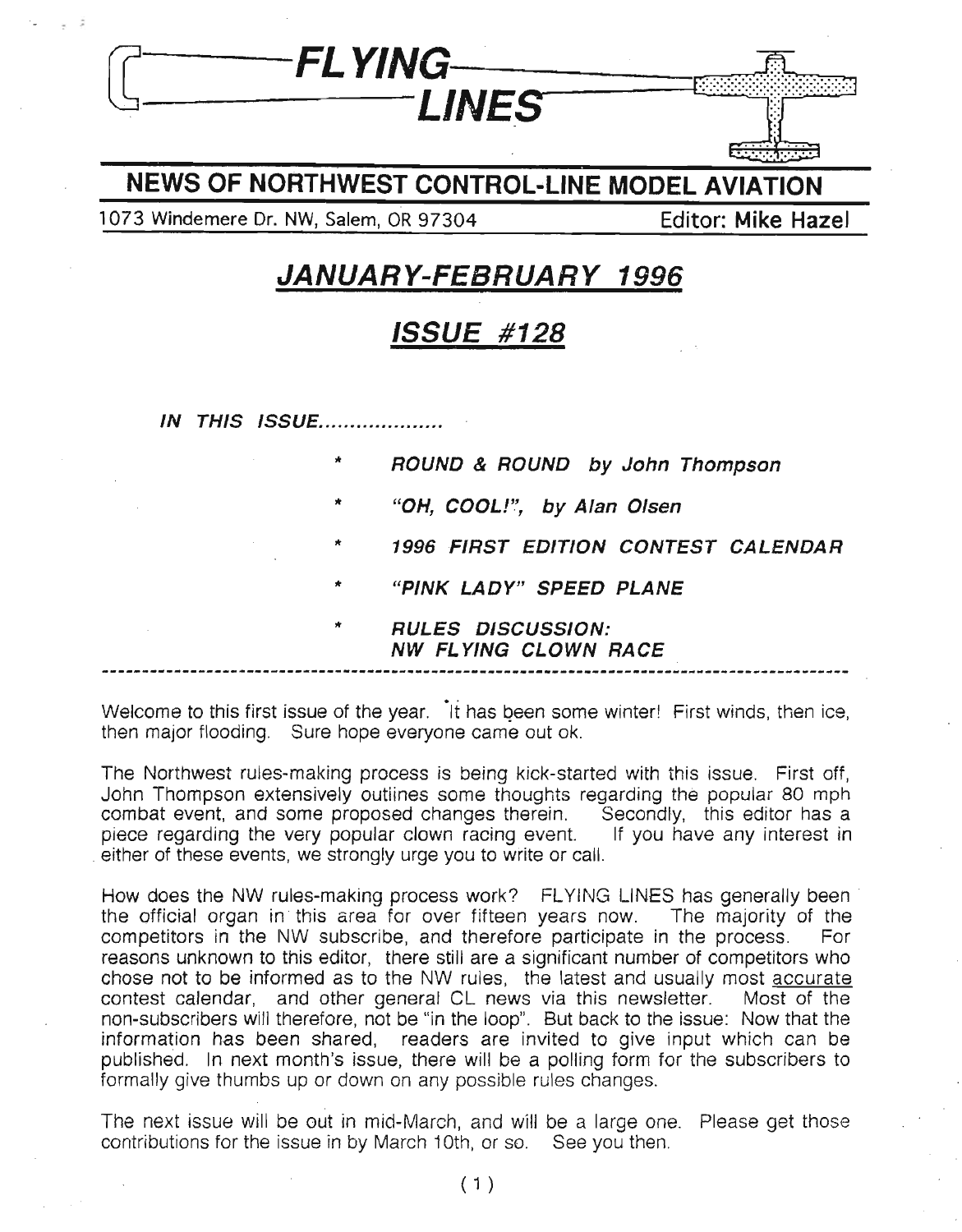# FLYING LINES

## NEWS OF NORTHWEST CONTROL-LINE MODEL AVIATION

1073 Windemere Dr. NW, Salem, OR 97304 — Editor: **Mike Hazel**

## *JANUARY-FEBRUARY 1996*

## *ISSUE #128*

***IN THIS ISSUE...................***

- ***ROUND & ROUND by John Thompson***
- ***"OH, COOL!", by Alan Olsen***
- ***1996 FIRST EDITION CONTEST CALENDAR***
- ***"PINK LADY" SPEED PLANE***
- ***RULES DISCUSSION: NW FLYING CLOWN RACE***

---

Welcome to this first issue of the year. It has been some winter! First winds, then ice, then major flooding. Sure hope everyone came out ok.

The Northwest rules-making process is being kick-started with this issue. First off, John Thompson extensively outlines some thoughts regarding the popular 80 mph combat event, and some proposed changes therein. Secondly, this editor has a piece regarding the very popular clown racing event. If you have any interest in either of these events, we strongly urge you to write or call.

How does the NW rules-making process work? FLYING LINES has generally been the official organ in this area for over fifteen years now. The majority of the competitors in the NW subscribe, and therefore participate in the process. For reasons unknown to this editor, there still are a significant number of competitors who chose not to be informed as to the NW rules, the latest and usually most accurate contest calendar, and other general CL news via this newsletter. Most of the non-subscribers will therefore, not be "in the loop". But back to the issue: Now that the information has been shared, readers are invited to give input which can be published. In next month's issue, there will be a polling form for the subscribers to formally give thumbs up or down on any possible rules changes.

The next issue will be out in mid-March, and will be a large one. Please get those contributions for the issue in by March 10th, or so. See you then.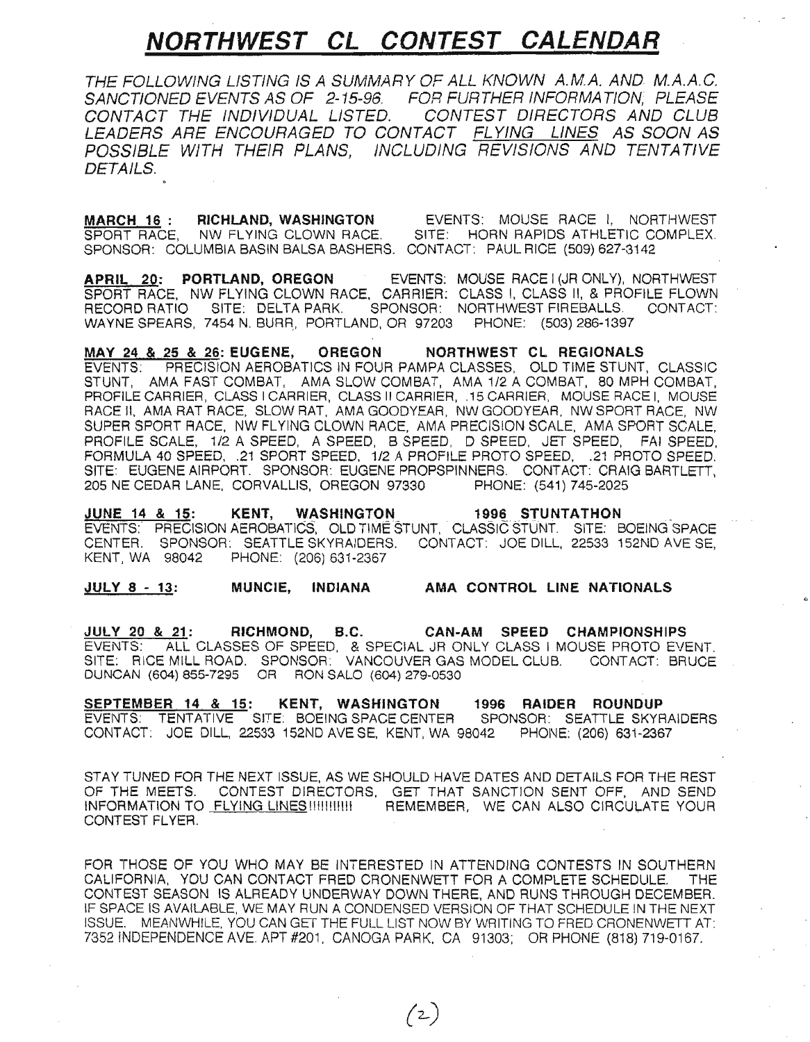# ***NORTHWEST CL CONTEST CALENDAR***

*THE FOLLOWING LISTING IS A SUMMARY OF ALL KNOWN A.M.A. AND M.A.A.C. SANCTIONED EVENTS AS OF 2-15-96. FOR FURTHER INFORMATION, PLEASE CONTACT THE INDIVIDUAL LISTED. CONTEST DIRECTORS AND CLUB LEADERS ARE ENCOURAGED TO CONTACT FLYING LINES AS SOON AS POSSIBLE WITH THEIR PLANS, INCLUDING REVISIONS AND TENTATIVE DETAILS.*

**MARCH 16 : RICHLAND, WASHINGTON** EVENTS: MOUSE RACE I, NORTHWEST SPORT RACE, NW FLYING CLOWN RACE. SITE: HORN RAPIDS ATHLETIC COMPLEX. SPONSOR: COLUMBIA BASIN BALSA BASHERS. CONTACT: PAUL RICE (509) 627-3142

**APRIL 20: PORTLAND, OREGON** EVENTS: MOUSE RACE I (JR ONLY), NORTHWEST SPORT RACE, NW FLYING CLOWN RACE, CARRIER: CLASS I, CLASS II, & PROFILE FLOWN RECORD RATIO SITE: DELTA PARK. SPONSOR: NORTHWEST FIREBALLS. CONTACT: WAYNE SPEARS, 7454 N. BURR, PORTLAND, OR 97203 PHONE: (503) 286-1397

**MAY 24 & 25 & 26: EUGENE, OREGON NORTHWEST CL REGIONALS**
EVENTS: PRECISION AEROBATICS IN FOUR PAMPA CLASSES, OLD TIME STUNT, CLASSIC STUNT, AMA FAST COMBAT, AMA SLOW COMBAT, AMA 1/2 A COMBAT, 80 MPH COMBAT, PROFILE CARRIER, CLASS I CARRIER, CLASS II CARRIER, .15 CARRIER, MOUSE RACE I, MOUSE RACE II, AMA RAT RACE, SLOW RAT, AMA GOODYEAR, NW GOODYEAR, NW SPORT RACE, NW SUPER SPORT RACE, NW FLYING CLOWN RACE, AMA PRECISION SCALE, AMA SPORT SCALE, PROFILE SCALE, 1/2 A SPEED, A SPEED, B SPEED, D SPEED, JET SPEED, FAI SPEED, FORMULA 40 SPEED, .21 SPORT SPEED, 1/2 A PROFILE PROTO SPEED, .21 PROTO SPEED. SITE: EUGENE AIRPORT. SPONSOR: EUGENE PROPSPINNERS. CONTACT: CRAIG BARTLETT, 205 NE CEDAR LANE, CORVALLIS, OREGON 97330 PHONE: (541) 745-2025

**JUNE 14 & 15: KENT, WASHINGTON 1996 STUNTATHON**
EVENTS: PRECISION AEROBATICS, OLD TIME STUNT, CLASSIC STUNT. SITE: BOEING SPACE CENTER. SPONSOR: SEATTLE SKYRAIDERS. CONTACT: JOE DILL, 22533 152ND AVE SE, KENT, WA 98042 PHONE: (206) 631-2367

**JULY 8 - 13: MUNCIE, INDIANA AMA CONTROL LINE NATIONALS**

**JULY 20 & 21: RICHMOND, B.C. CAN-AM SPEED CHAMPIONSHIPS**
EVENTS: ALL CLASSES OF SPEED, & SPECIAL JR ONLY CLASS I MOUSE PROTO EVENT. SITE: RICE MILL ROAD. SPONSOR: VANCOUVER GAS MODEL CLUB. CONTACT: BRUCE DUNCAN (604) 855-7295 OR RON SALO (604) 279-0530

**SEPTEMBER 14 & 15: KENT, WASHINGTON 1996 RAIDER ROUNDUP**
EVENTS: TENTATIVE SITE: BOEING SPACE CENTER SPONSOR: SEATTLE SKYRAIDERS CONTACT: JOE DILL, 22533 152ND AVE SE, KENT, WA 98042 PHONE: (206) 631-2367

STAY TUNED FOR THE NEXT ISSUE, AS WE SHOULD HAVE DATES AND DETAILS FOR THE REST OF THE MEETS. CONTEST DIRECTORS, GET THAT SANCTION SENT OFF, AND SEND INFORMATION TO FLYING LINES!!!!!!!!!! REMEMBER, WE CAN ALSO CIRCULATE YOUR CONTEST FLYER.

FOR THOSE OF YOU WHO MAY BE INTERESTED IN ATTENDING CONTESTS IN SOUTHERN CALIFORNIA, YOU CAN CONTACT FRED CRONENWETT FOR A COMPLETE SCHEDULE. THE CONTEST SEASON IS ALREADY UNDERWAY DOWN THERE, AND RUNS THROUGH DECEMBER. IF SPACE IS AVAILABLE, WE MAY RUN A CONDENSED VERSION OF THAT SCHEDULE IN THE NEXT ISSUE. MEANWHILE, YOU CAN GET THE FULL LIST NOW BY WRITING TO FRED CRONENWETT AT: 7352 INDEPENDENCE AVE. APT #201, CANOGA PARK, CA 91303; OR PHONE (818) 719-0167.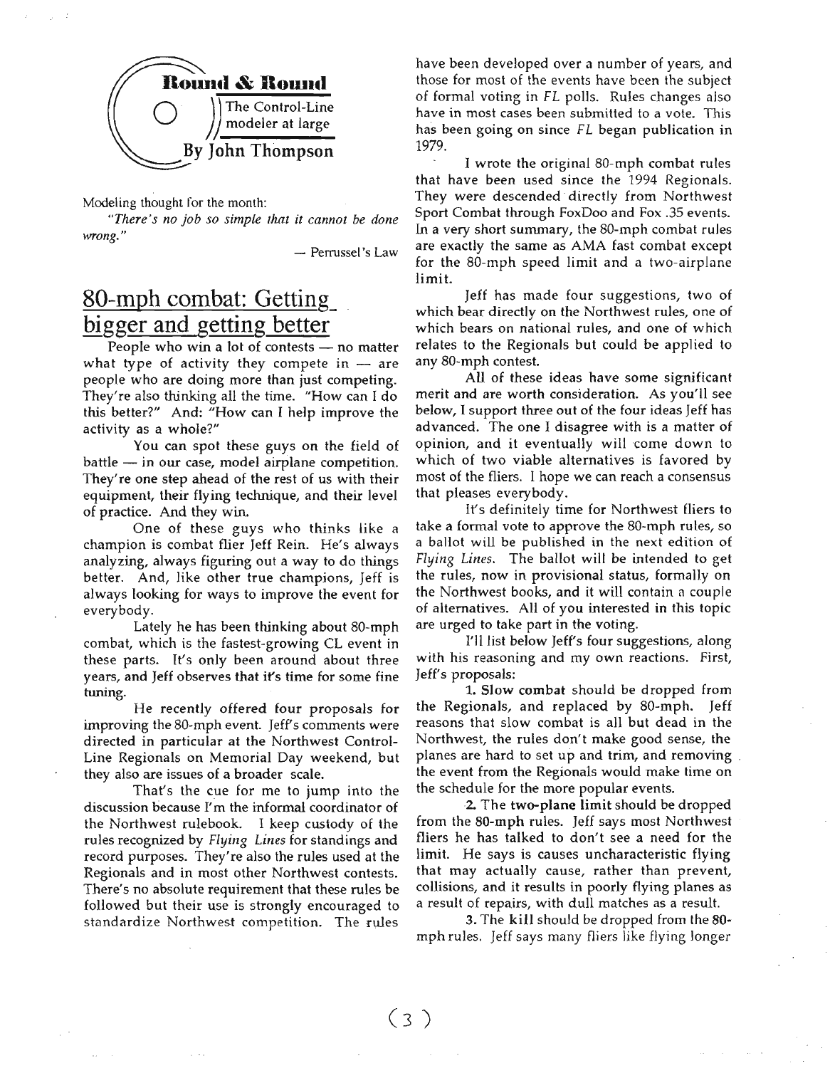## Round & Round

The Control-Line modeler at large

By John Thompson

Modeling thought for the month:

*"There's no job so simple that it cannot be done wrong."*

— Perrussel's Law

# 80-mph combat: Getting bigger and getting better

People who win a lot of contests — no matter what type of activity they compete in — are people who are doing more than just competing. They're also thinking all the time. "How can I do this better?" And: "How can I help improve the activity as a whole?"

You can spot these guys on the field of battle — in our case, model airplane competition. They're one step ahead of the rest of us with their equipment, their flying technique, and their level of practice. And they win.

One of these guys who thinks like a champion is combat flier Jeff Rein. He's always analyzing, always figuring out a way to do things better. And, like other true champions, Jeff is always looking for ways to improve the event for everybody.

Lately he has been thinking about 80-mph combat, which is the fastest-growing CL event in these parts. It's only been around about three years, and Jeff observes that it's time for some fine tuning.

He recently offered four proposals for improving the 80-mph event. Jeff's comments were directed in particular at the Northwest Control-Line Regionals on Memorial Day weekend, but they also are issues of a broader scale.

That's the cue for me to jump into the discussion because I'm the informal coordinator of the Northwest rulebook. I keep custody of the rules recognized by *Flying Lines* for standings and record purposes. They're also the rules used at the Regionals and in most other Northwest contests. There's no absolute requirement that these rules be followed but their use is strongly encouraged to standardize Northwest competition. The rules have been developed over a number of years, and those for most of the events have been the subject of formal voting in *FL* polls. Rules changes also have in most cases been submitted to a vote. This has been going on since *FL* began publication in 1979.

I wrote the original 80-mph combat rules that have been used since the 1994 Regionals. They were descended directly from Northwest Sport Combat through FoxDoo and Fox .35 events. In a very short summary, the 80-mph combat rules are exactly the same as AMA fast combat except for the 80-mph speed limit and a two-airplane limit.

Jeff has made four suggestions, two of which bear directly on the Northwest rules, one of which bears on national rules, and one of which relates to the Regionals but could be applied to any 80-mph contest.

All of these ideas have some significant merit and are worth consideration. As you'll see below, I support three out of the four ideas Jeff has advanced. The one I disagree with is a matter of opinion, and it eventually will come down to which of two viable alternatives is favored by most of the fliers. I hope we can reach a consensus that pleases everybody.

It's definitely time for Northwest fliers to take a formal vote to approve the 80-mph rules, so a ballot will be published in the next edition of *Flying Lines*. The ballot will be intended to get the rules, now in provisional status, formally on the Northwest books, and it will contain a couple of alternatives. All of you interested in this topic are urged to take part in the voting.

I'll list below Jeff's four suggestions, along with his reasoning and my own reactions. First, Jeff's proposals:

1. **Slow combat** should be dropped from the Regionals, and replaced by 80-mph. Jeff reasons that slow combat is all but dead in the Northwest, the rules don't make good sense, the planes are hard to set up and trim, and removing the event from the Regionals would make time on the schedule for the more popular events.

2. The **two-plane limit** should be dropped from the 80-mph rules. Jeff says most Northwest fliers he has talked to don't see a need for the limit. He says is causes uncharacteristic flying that may actually cause, rather than prevent, collisions, and it results in poorly flying planes as a result of repairs, with dull matches as a result.

3. The **kill** should be dropped from the 80-mph rules. Jeff says many fliers like flying longer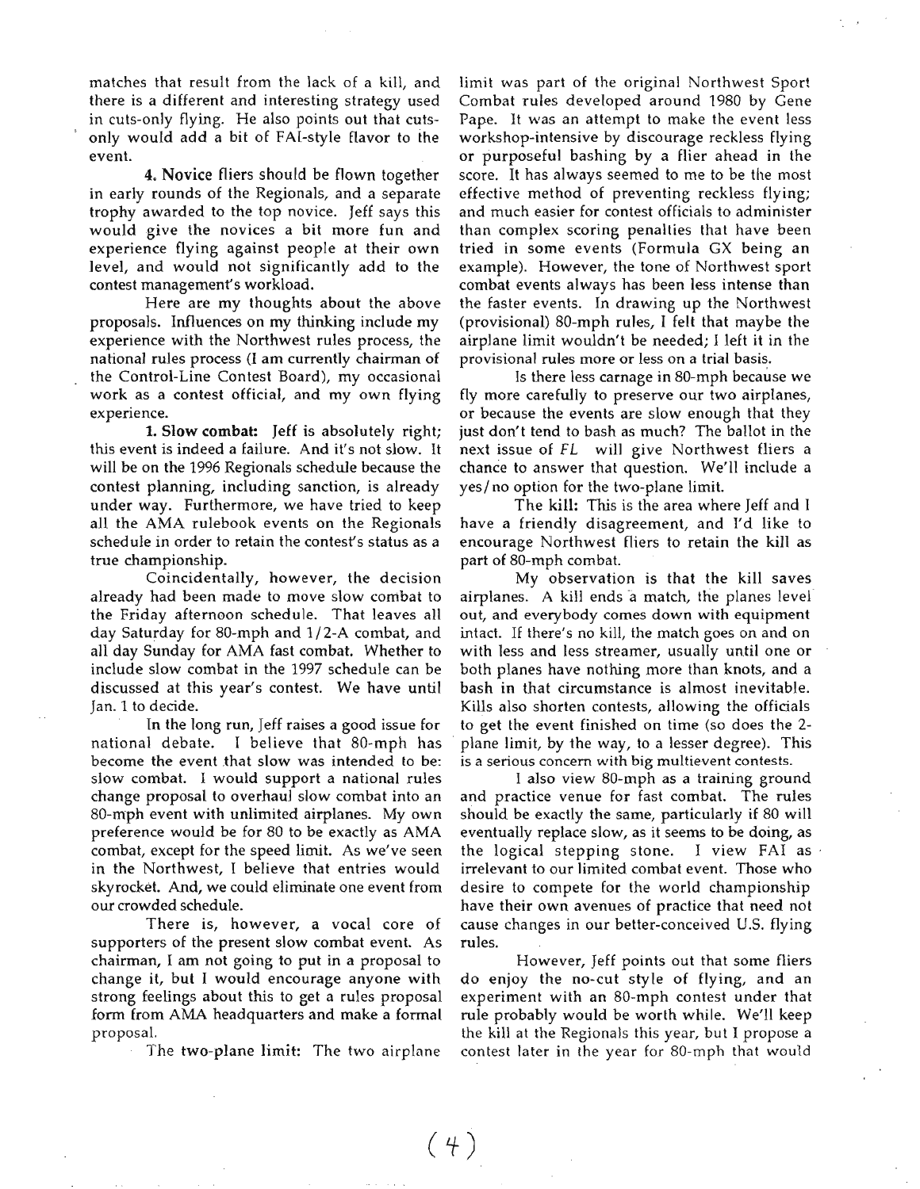matches that result from the lack of a kill, and there is a different and interesting strategy used in cuts-only flying. He also points out that cuts-only would add a bit of FAI-style flavor to the event.

**4. Novice** fliers should be flown together in early rounds of the Regionals, and a separate trophy awarded to the top novice. Jeff says this would give the novices a bit more fun and experience flying against people at their own level, and would not significantly add to the contest management's workload.

Here are my thoughts about the above proposals. Influences on my thinking include my experience with the Northwest rules process, the national rules process (I am currently chairman of the Control-Line Contest Board), my occasional work as a contest official, and my own flying experience.

**1. Slow combat:** Jeff is absolutely right; this event is indeed a failure. And it's not slow. It will be on the 1996 Regionals schedule because the contest planning, including sanction, is already under way. Furthermore, we have tried to keep all the AMA rulebook events on the Regionals schedule in order to retain the contest's status as a true championship.

Coincidentally, however, the decision already had been made to move slow combat to the Friday afternoon schedule. That leaves all day Saturday for 80-mph and 1/2-A combat, and all day Sunday for AMA fast combat. Whether to include slow combat in the 1997 schedule can be discussed at this year's contest. We have until Jan. 1 to decide.

In the long run, Jeff raises a good issue for national debate. I believe that 80-mph has become the event that slow was intended to be: slow combat. I would support a national rules change proposal to overhaul slow combat into an 80-mph event with unlimited airplanes. My own preference would be for 80 to be exactly as AMA combat, except for the speed limit. As we've seen in the Northwest, I believe that entries would skyrocket. And, we could eliminate one event from our crowded schedule.

There is, however, a vocal core of supporters of the present slow combat event. As chairman, I am not going to put in a proposal to change it, but I would encourage anyone with strong feelings about this to get a rules proposal form from AMA headquarters and make a formal proposal.

**The two-plane limit:** The two airplane limit was part of the original Northwest Sport Combat rules developed around 1980 by Gene Pape. It was an attempt to make the event less workshop-intensive by discourage reckless flying or purposeful bashing by a flier ahead in the score. It has always seemed to me to be the most effective method of preventing reckless flying; and much easier for contest officials to administer than complex scoring penalties that have been tried in some events (Formula GX being an example). However, the tone of Northwest sport combat events always has been less intense than the faster events. In drawing up the Northwest (provisional) 80-mph rules, I felt that maybe the airplane limit wouldn't be needed; I left it in the provisional rules more or less on a trial basis.

Is there less carnage in 80-mph because we fly more carefully to preserve our two airplanes, or because the events are slow enough that they just don't tend to bash as much? The ballot in the next issue of *FL* will give Northwest fliers a chance to answer that question. We'll include a yes/no option for the two-plane limit.

**The kill:** This is the area where Jeff and I have a friendly disagreement, and I'd like to encourage Northwest fliers to retain the kill as part of 80-mph combat.

My observation is that the kill saves airplanes. A kill ends a match, the planes level out, and everybody comes down with equipment intact. If there's no kill, the match goes on and on with less and less streamer, usually until one or both planes have nothing more than knots, and a bash in that circumstance is almost inevitable. Kills also shorten contests, allowing the officials to get the event finished on time (so does the 2-plane limit, by the way, to a lesser degree). This is a serious concern with big multievent contests.

I also view 80-mph as a training ground and practice venue for fast combat. The rules should be exactly the same, particularly if 80 will eventually replace slow, as it seems to be doing, as the logical stepping stone. I view FAI as irrelevant to our limited combat event. Those who desire to compete for the world championship have their own avenues of practice that need not cause changes in our better-conceived U.S. flying rules.

However, Jeff points out that some fliers do enjoy the no-cut style of flying, and an experiment with an 80-mph contest under that rule probably would be worth while. We'll keep the kill at the Regionals this year, but I propose a contest later in the year for 80-mph that would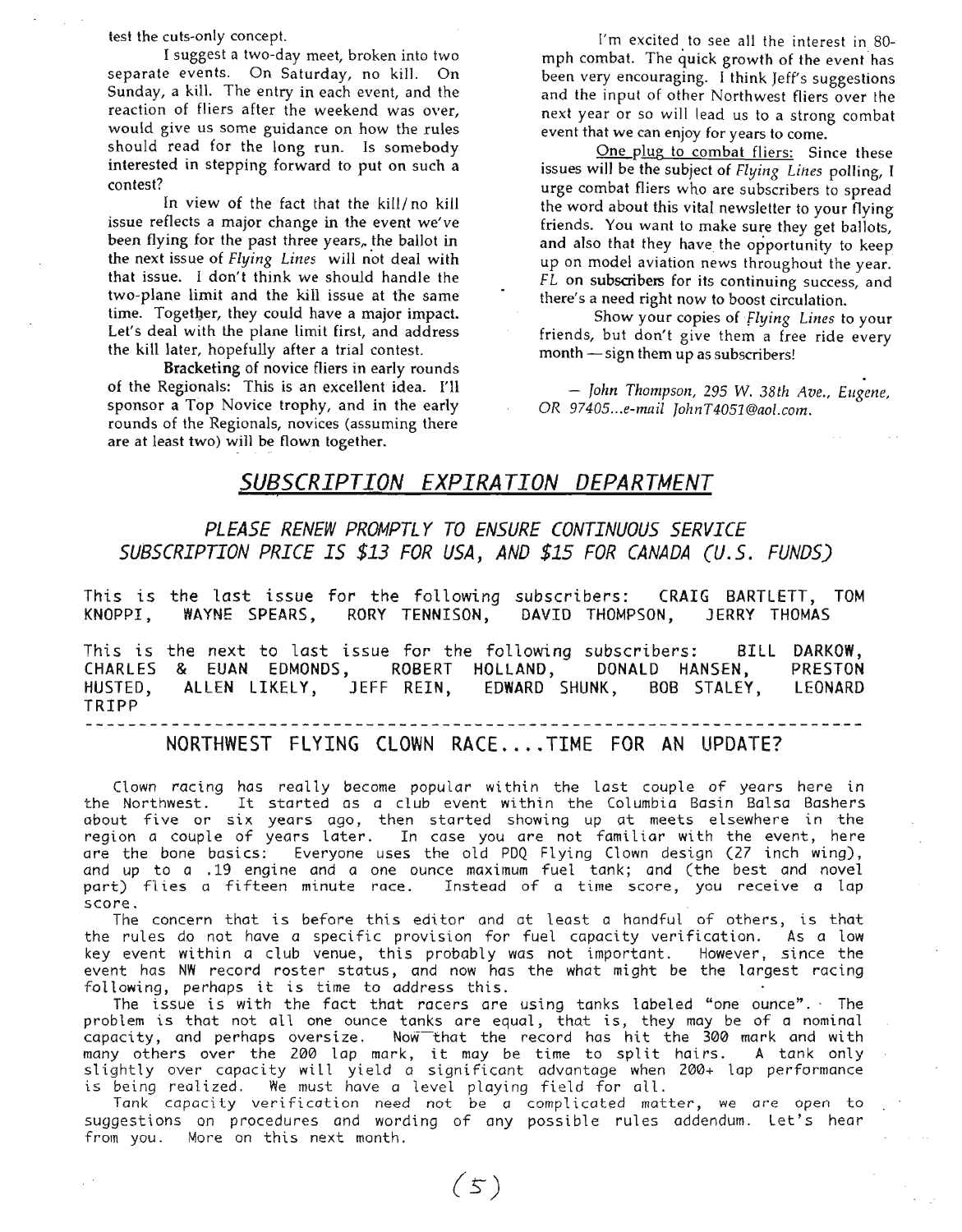test the cuts-only concept.

I suggest a two-day meet, broken into two separate events. On Saturday, no kill. On Sunday, a kill. The entry in each event, and the reaction of fliers after the weekend was over, would give us some guidance on how the rules should read for the long run. Is somebody interested in stepping forward to put on such a contest?

In view of the fact that the kill/no kill issue reflects a major change in the event we've been flying for the past three years, the ballot in the next issue of *Flying Lines* will not deal with that issue. I don't think we should handle the two-plane limit and the kill issue at the same time. Together, they could have a major impact. Let's deal with the plane limit first, and address the kill later, hopefully after a trial contest.

**Bracketing** of novice fliers in early rounds of the Regionals: This is an excellent idea. I'll sponsor a Top Novice trophy, and in the early rounds of the Regionals, novices (assuming there are at least two) will be flown together.

I'm excited to see all the interest in 80-mph combat. The quick growth of the event has been very encouraging. I think Jeff's suggestions and the input of other Northwest fliers over the next year or so will lead us to a strong combat event that we can enjoy for years to come.

One plug to combat fliers: Since these issues will be the subject of *Flying Lines* polling, I urge combat fliers who are subscribers to spread the word about this vital newsletter to your flying friends. You want to make sure they get ballots, and also that they have the opportunity to keep up on model aviation news throughout the year. *FL* on subscribers for its continuing success, and there's a need right now to boost circulation.

Show your copies of *Flying Lines* to your friends, but don't give them a free ride every month — sign them up as subscribers!

— *John Thompson, 295 W. 38th Ave., Eugene, OR 97405...e-mail JohnT4051@aol.com.*

## SUBSCRIPTION EXPIRATION DEPARTMENT

### PLEASE RENEW PROMPTLY TO ENSURE CONTINUOUS SERVICE SUBSCRIPTION PRICE IS $13 FOR USA, AND $15 FOR CANADA (U.S. FUNDS)

This is the last issue for the following subscribers: CRAIG BARTLETT, TOM KNOPPI, WAYNE SPEARS, RORY TENNISON, DAVID THOMPSON, JERRY THOMAS

This is the next to last issue for the following subscribers: BILL DARKOW, CHARLES & EUAN EDMONDS, ROBERT HOLLAND, DONALD HANSEN, PRESTON HUSTED, ALLEN LIKELY, JEFF REIN, EDWARD SHUNK, BOB STALEY, LEONARD TRIPP

---

## NORTHWEST FLYING CLOWN RACE....TIME FOR AN UPDATE?

Clown racing has really become popular within the last couple of years here in the Northwest. It started as a club event within the Columbia Basin Balsa Bashers about five or six years ago, then started showing up at meets elsewhere in the region a couple of years later. In case you are not familiar with the event, here are the bone basics: Everyone uses the old PDQ Flying Clown design (27 inch wing), and up to a .19 engine and a one ounce maximum fuel tank; and (the best and novel part) flies a fifteen minute race. Instead of a time score, you receive a lap score.

The concern that is before this editor and at least a handful of others, is that the rules do not have a specific provision for fuel capacity verification. As a low key event within a club venue, this probably was not important. However, since the event has NW record roster status, and now has the what might be the largest racing following, perhaps it is time to address this.

The issue is with the fact that racers are using tanks labeled "one ounce". The problem is that not all one ounce tanks are equal, that is, they may be of a nominal capacity, and perhaps oversize. Now that the record has hit the 300 mark and with many others over the 200 lap mark, it may be time to split hairs. A tank only slightly over capacity will yield a significant advantage when 200+ lap performance is being realized. We must have a level playing field for all.

Tank capacity verification need not be a complicated matter, we are open to suggestions on procedures and wording of any possible rules addendum. Let's hear from you. More on this next month.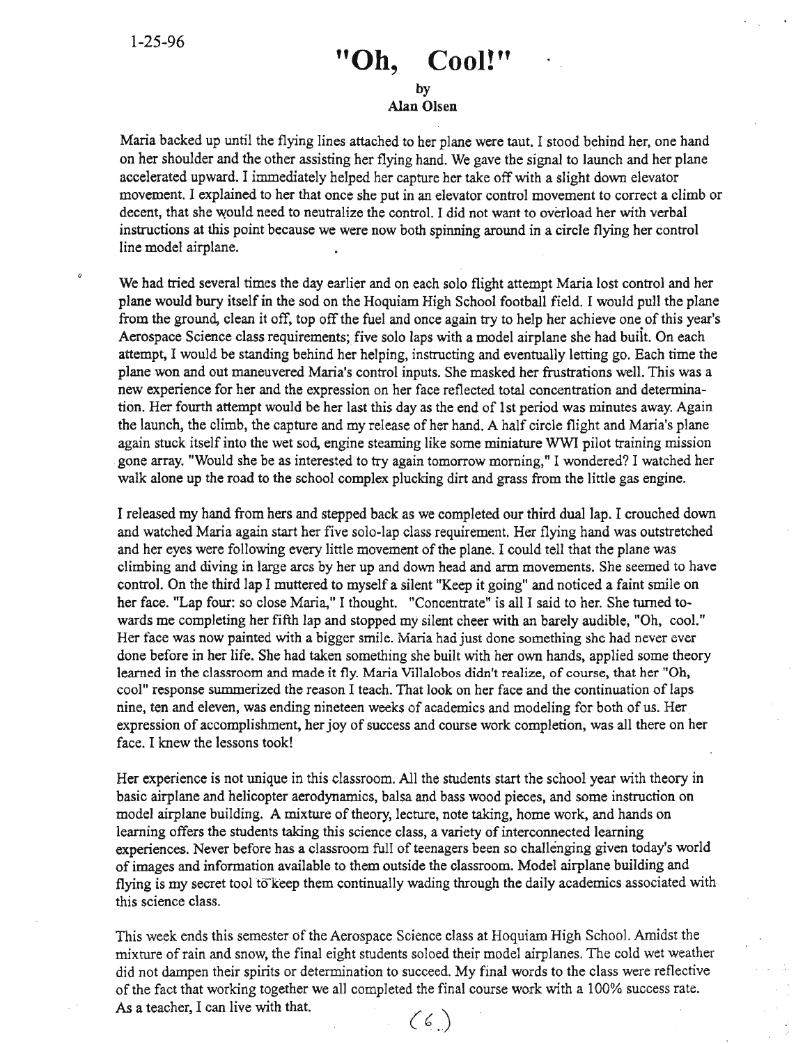1-25-96

# "Oh, Cool!"

**by**
**Alan Olsen**

Maria backed up until the flying lines attached to her plane were taut. I stood behind her, one hand on her shoulder and the other assisting her flying hand. We gave the signal to launch and her plane accelerated upward. I immediately helped her capture her take off with a slight down elevator movement. I explained to her that once she put in an elevator control movement to correct a climb or decent, that she would need to neutralize the control. I did not want to overload her with verbal instructions at this point because we were now both spinning around in a circle flying her control line model airplane.

We had tried several times the day earlier and on each solo flight attempt Maria lost control and her plane would bury itself in the sod on the Hoquiam High School football field. I would pull the plane from the ground, clean it off, top off the fuel and once again try to help her achieve one of this year's Aerospace Science class requirements; five solo laps with a model airplane she had built. On each attempt, I would be standing behind her helping, instructing and eventually letting go. Each time the plane won and out maneuvered Maria's control inputs. She masked her frustrations well. This was a new experience for her and the expression on her face reflected total concentration and determination. Her fourth attempt would be her last this day as the end of 1st period was minutes away. Again the launch, the climb, the capture and my release of her hand. A half circle flight and Maria's plane again stuck itself into the wet sod, engine steaming like some miniature WWI pilot training mission gone array. "Would she be as interested to try again tomorrow morning," I wondered? I watched her walk alone up the road to the school complex plucking dirt and grass from the little gas engine.

I released my hand from hers and stepped back as we completed our third dual lap. I crouched down and watched Maria again start her five solo-lap class requirement. Her flying hand was outstretched and her eyes were following every little movement of the plane. I could tell that the plane was climbing and diving in large arcs by her up and down head and arm movements. She seemed to have control. On the third lap I muttered to myself a silent "Keep it going" and noticed a faint smile on her face. "Lap four: so close Maria," I thought. "Concentrate" is all I said to her. She turned towards me completing her fifth lap and stopped my silent cheer with an barely audible, "Oh, cool." Her face was now painted with a bigger smile. Maria had just done something she had never ever done before in her life. She had taken something she built with her own hands, applied some theory learned in the classroom and made it fly. Maria Villalobos didn't realize, of course, that her "Oh, cool" response summerized the reason I teach. That look on her face and the continuation of laps nine, ten and eleven, was ending nineteen weeks of academics and modeling for both of us. Her expression of accomplishment, her joy of success and course work completion, was all there on her face. I knew the lessons took!

Her experience is not unique in this classroom. All the students start the school year with theory in basic airplane and helicopter aerodynamics, balsa and bass wood pieces, and some instruction on model airplane building. A mixture of theory, lecture, note taking, home work, and hands on learning offers the students taking this science class, a variety of interconnected learning experiences. Never before has a classroom full of teenagers been so challenging given today's world of images and information available to them outside the classroom. Model airplane building and flying is my secret tool to keep them continually wading through the daily academics associated with this science class.

This week ends this semester of the Aerospace Science class at Hoquiam High School. Amidst the mixture of rain and snow, the final eight students soloed their model airplanes. The cold wet weather did not dampen their spirits or determination to succeed. My final words to the class were reflective of the fact that working together we all completed the final course work with a 100% success rate. As a teacher, I can live with that.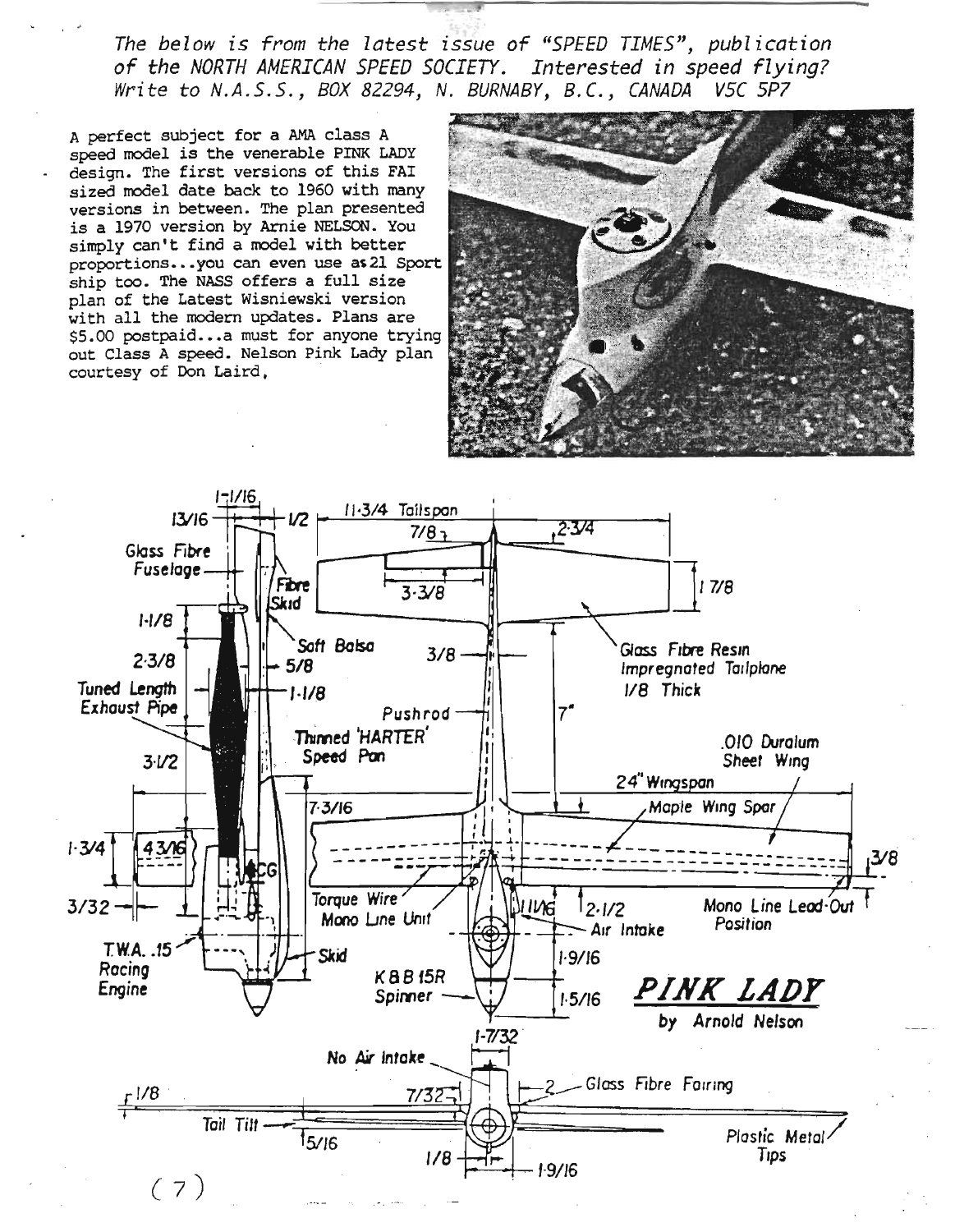*The below is from the latest issue of "SPEED TIMES", publication of the NORTH AMERICAN SPEED SOCIETY. Interested in speed flying? Write to N.A.S.S., BOX 82294, N. BURNABY, B.C., CANADA V5C 5P7*

A perfect subject for a AMA class A speed model is the venerable PINK LADY design. The first versions of this FAI sized model date back to 1960 with many versions in between. The plan presented is a 1970 version by Arnie NELSON. You simply can't find a model with better proportions...you can even use as 21 Sport ship too. The NASS offers a full size plan of the Latest Wisniewski version with all the modern updates. Plans are $5.00 postpaid...a must for anyone trying out Class A speed. Nelson Pink Lady plan courtesy of Don Laird.

## PINK LADY

by Arnold Nelson

Glass Fibre Fuselage

Fibre Skid

Soft Balsa

Tuned Length Exhaust Pipe

Thinned 'HARTER' Speed Pan

T.W.A. .15 Racing Engine

Skid

CG

11-3/4 Tailspan

Glass Fibre Resin Impregnated Tailplane 1/8 Thick

Pushrod

.010 Duralum Sheet Wing

24" Wingspan

Maple Wing Spar

Torque Wire Mono Line Unit

Air Intake

Mono Line Lead-Out Position

K&B 15R Spinner

No Air Intake

Glass Fibre Fairing

Tail Tilt

Plastic Metal Tips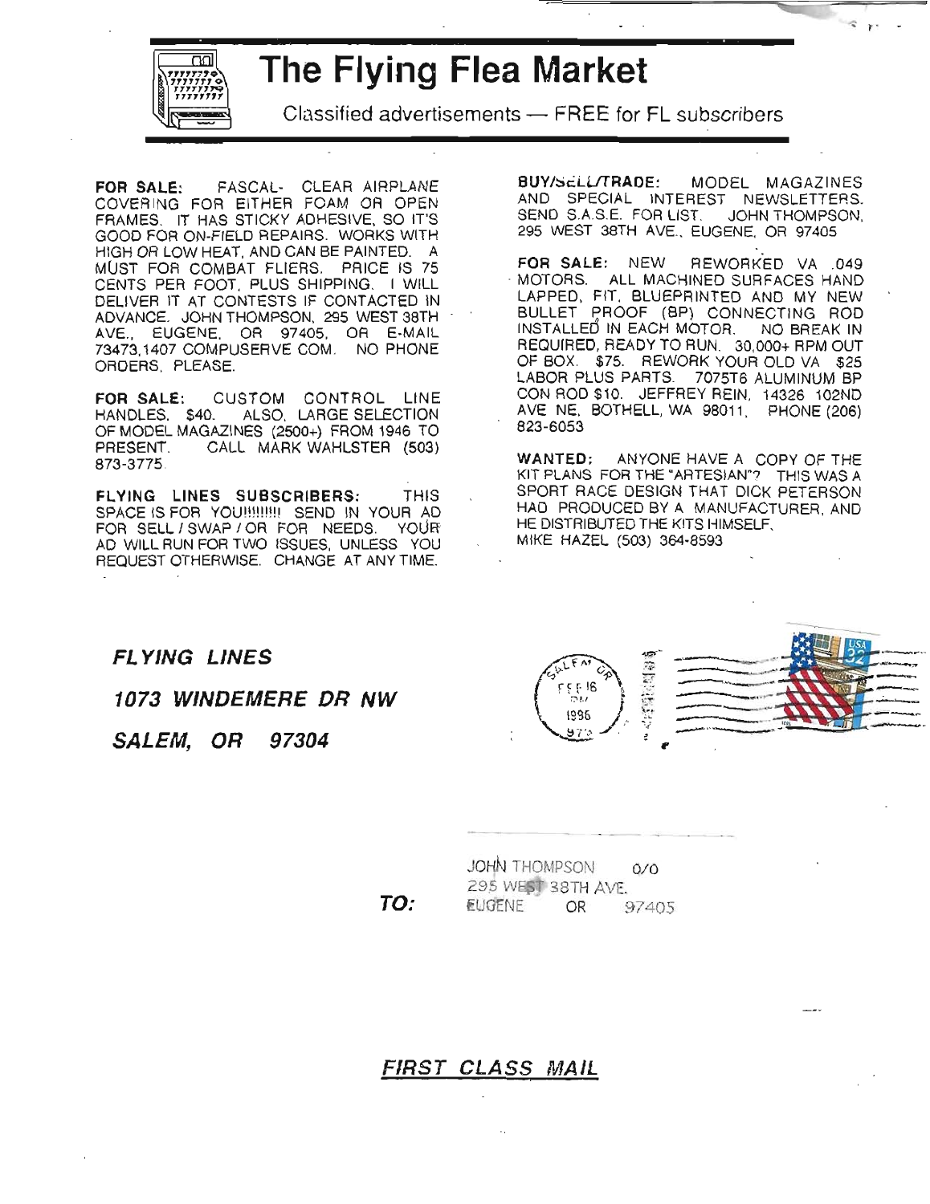# The Flying Flea Market

Classified advertisements — FREE for FL subscribers

**FOR SALE:** FASCAL- CLEAR AIRPLANE COVERING FOR EITHER FOAM OR OPEN FRAMES. IT HAS STICKY ADHESIVE, SO IT'S GOOD FOR ON-FIELD REPAIRS. WORKS WITH HIGH OR LOW HEAT, AND CAN BE PAINTED. A MUST FOR COMBAT FLIERS. PRICE IS 75 CENTS PER FOOT, PLUS SHIPPING. I WILL DELIVER IT AT CONTESTS IF CONTACTED IN ADVANCE. JOHN THOMPSON, 295 WEST 38TH AVE., EUGENE, OR 97405, OR E-MAIL 73473,1407 COMPUSERVE COM. NO PHONE ORDERS, PLEASE.

**FOR SALE:** CUSTOM CONTROL LINE HANDLES, $40. ALSO, LARGE SELECTION OF MODEL MAGAZINES (2500+) FROM 1946 TO PRESENT. CALL MARK WAHLSTER (503) 873-3775

**FLYING LINES SUBSCRIBERS:** THIS SPACE IS FOR YOU!!!!!!!! SEND IN YOUR AD FOR SELL / SWAP / OR FOR NEEDS. YOUR AD WILL RUN FOR TWO ISSUES, UNLESS YOU REQUEST OTHERWISE. CHANGE AT ANY TIME.

**BUY/SELL/TRADE:** MODEL MAGAZINES AND SPECIAL INTEREST NEWSLETTERS. SEND S.A.S.E. FOR LIST. JOHN THOMPSON, 295 WEST 38TH AVE., EUGENE, OR 97405

**FOR SALE:** NEW REWORKED VA .049 MOTORS. ALL MACHINED SURFACES HAND LAPPED, FIT, BLUEPRINTED AND MY NEW BULLET PROOF (BP) CONNECTING ROD INSTALLED IN EACH MOTOR. NO BREAK IN REQUIRED, READY TO RUN. 30,000+ RPM OUT OF BOX. $75. REWORK YOUR OLD VA $25 LABOR PLUS PARTS. 7075T6 ALUMINUM BP CON ROD $10. JEFFREY REIN, 14326 102ND AVE NE, BOTHELL, WA 98011, PHONE (206) 823-6053

**WANTED:** ANYONE HAVE A COPY OF THE KIT PLANS FOR THE "ARTESIAN"? THIS WAS A SPORT RACE DESIGN THAT DICK PETERSON HAD PRODUCED BY A MANUFACTURER, AND HE DISTRIBUTED THE KITS HIMSELF. MIKE HAZEL (503) 364-8593

***FLYING LINES***

***1073 WINDEMERE DR NW***

***SALEM, OR 97304***

SALEM OR FEB 16 PM 1996 973

**TO:**

JOHN THOMPSON 0/0
295 WEST 38TH AVE.
EUGENE OR 97405

***FIRST CLASS MAIL***